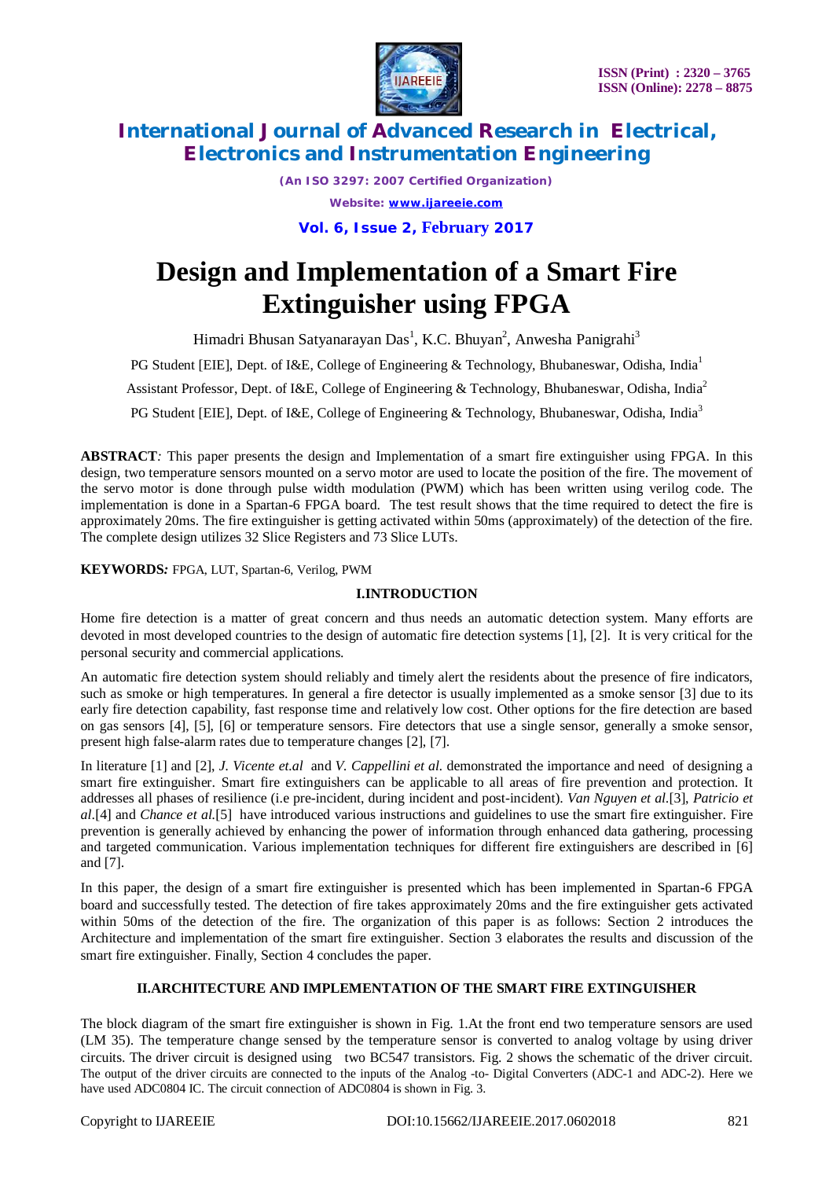# Design and Implementation of a Smart Fire Extinguisher using FPGA

Himadri Bhusan Satyanarayan Das[1], K.C. Bhuyan[2], Anwesha Panigrahi[3]

PG Student [EIE], Dept. of I&E, College of Engineering & Technology, Bhubaneswar, Odisha, India[1]

Assistant Professor, Dept. of I&E, College of Engineering & Technology, Bhubaneswar, Odisha, India[2]

PG Student [EIE], Dept. of I&E, College of Engineering & Technology, Bhubaneswar, Odisha, India[3]

**ABSTRACT***:* This paper presents the design and Implementation of a smart fire extinguisher using FPGA. In this design, two temperature sensors mounted on a servo motor are used to locate the position of the fire. The movement of the servo motor is done through pulse width modulation (PWM) which has been written using verilog code. The implementation is done in a Spartan-6 FPGA board. The test result shows that the time required to detect the fire is approximately 20ms. The fire extinguisher is getting activated within 50ms (approximately) of the detection of the fire. The complete design utilizes 32 Slice Registers and 73 Slice LUTs.

**KEYWORDS***:* FPGA, LUT, Spartan-6, Verilog, PWM

## I.INTRODUCTION

Home fire detection is a matter of great concern and thus needs an automatic detection system. Many efforts are devoted in most developed countries to the design of automatic fire detection systems [1], [2]. It is very critical for the personal security and commercial applications.

An automatic fire detection system should reliably and timely alert the residents about the presence of fire indicators, such as smoke or high temperatures. In general a fire detector is usually implemented as a smoke sensor [3] due to its early fire detection capability, fast response time and relatively low cost. Other options for the fire detection are based on gas sensors [4], [5], [6] or temperature sensors. Fire detectors that use a single sensor, generally a smoke sensor, present high false-alarm rates due to temperature changes [2], [7].

In literature [1] and [2], *J. Vicente et.al* and *V. Cappellini et al.* demonstrated the importance and need of designing a smart fire extinguisher. Smart fire extinguishers can be applicable to all areas of fire prevention and protection. It addresses all phases of resilience (i.e pre-incident, during incident and post-incident). *Van Nguyen et al.*[3], *Patricio et al.*[4] and *Chance et al.*[5] have introduced various instructions and guidelines to use the smart fire extinguisher. Fire prevention is generally achieved by enhancing the power of information through enhanced data gathering, processing and targeted communication. Various implementation techniques for different fire extinguishers are described in [6] and [7].

In this paper, the design of a smart fire extinguisher is presented which has been implemented in Spartan-6 FPGA board and successfully tested. The detection of fire takes approximately 20ms and the fire extinguisher gets activated within 50ms of the detection of the fire. The organization of this paper is as follows: Section 2 introduces the Architecture and implementation of the smart fire extinguisher. Section 3 elaborates the results and discussion of the smart fire extinguisher. Finally, Section 4 concludes the paper.

## II.ARCHITECTURE AND IMPLEMENTATION OF THE SMART FIRE EXTINGUISHER

The block diagram of the smart fire extinguisher is shown in Fig. 1.At the front end two temperature sensors are used (LM 35). The temperature change sensed by the temperature sensor is converted to analog voltage by using driver circuits. The driver circuit is designed using two BC547 transistors. Fig. 2 shows the schematic of the driver circuit. The output of the driver circuits are connected to the inputs of the Analog -to- Digital Converters (ADC-1 and ADC-2). Here we have used ADC0804 IC. The circuit connection of ADC0804 is shown in Fig. 3.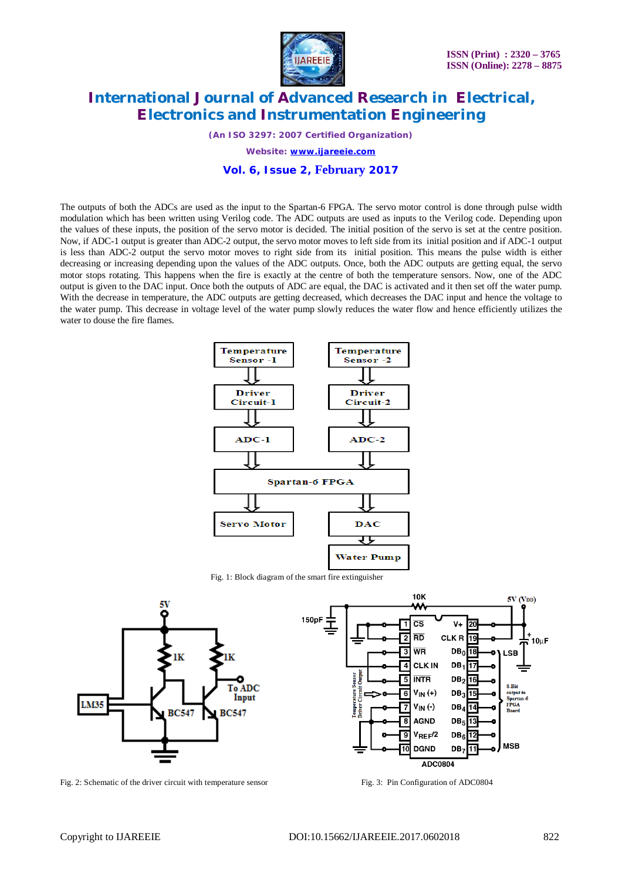The outputs of both the ADCs are used as the input to the Spartan-6 FPGA. The servo motor control is done through pulse width modulation which has been written using Verilog code. The ADC outputs are used as inputs to the Verilog code. Depending upon the values of these inputs, the position of the servo motor is decided. The initial position of the servo is set at the centre position. Now, if ADC-1 output is greater than ADC-2 output, the servo motor moves to left side from its initial position and if ADC-1 output is less than ADC-2 output the servo motor moves to right side from its initial position. This means the pulse width is either decreasing or increasing depending upon the values of the ADC outputs. Once, both the ADC outputs are getting equal, the servo motor stops rotating. This happens when the fire is exactly at the centre of both the temperature sensors. Now, one of the ADC output is given to the DAC input. Once both the outputs of ADC are equal, the DAC is activated and it then set off the water pump. With the decrease in temperature, the ADC outputs are getting decreased, which decreases the DAC input and hence the voltage to the water pump. This decrease in voltage level of the water pump slowly reduces the water flow and hence efficiently utilizes the water to douse the fire flames.

Temperature Sensor -1
Temperature Sensor -2
Driver Circuit-1
Driver Circuit-2
ADC-1
ADC-2
Spartan-6 FPGA
Servo Motor
DAC
Water Pump

Fig. 1: Block diagram of the smart fire extinguisher

5V
1K
1K
LM35
BC547
BC547
To ADC Input

Fig. 2: Schematic of the driver circuit with temperature sensor

10K
5V (VDD)
150pF
10μF
Temperature Sensor Driver Circuit Output
1 CS
2 RD
3 WR
4 CLK IN
5 INTR
6 VIN (+)
7 VIN (-)
8 AGND
9 VREF/2
10 DGND
20 V+
19 CLK R
18 DB0
17 DB1
16 DB2
15 DB3
14 DB4
13 DB5
12 DB6
11 DB7
LSB
MSB
8-Bit output to Spartan-6 FPGA Board
ADC0804

Fig. 3: Pin Configuration of ADC0804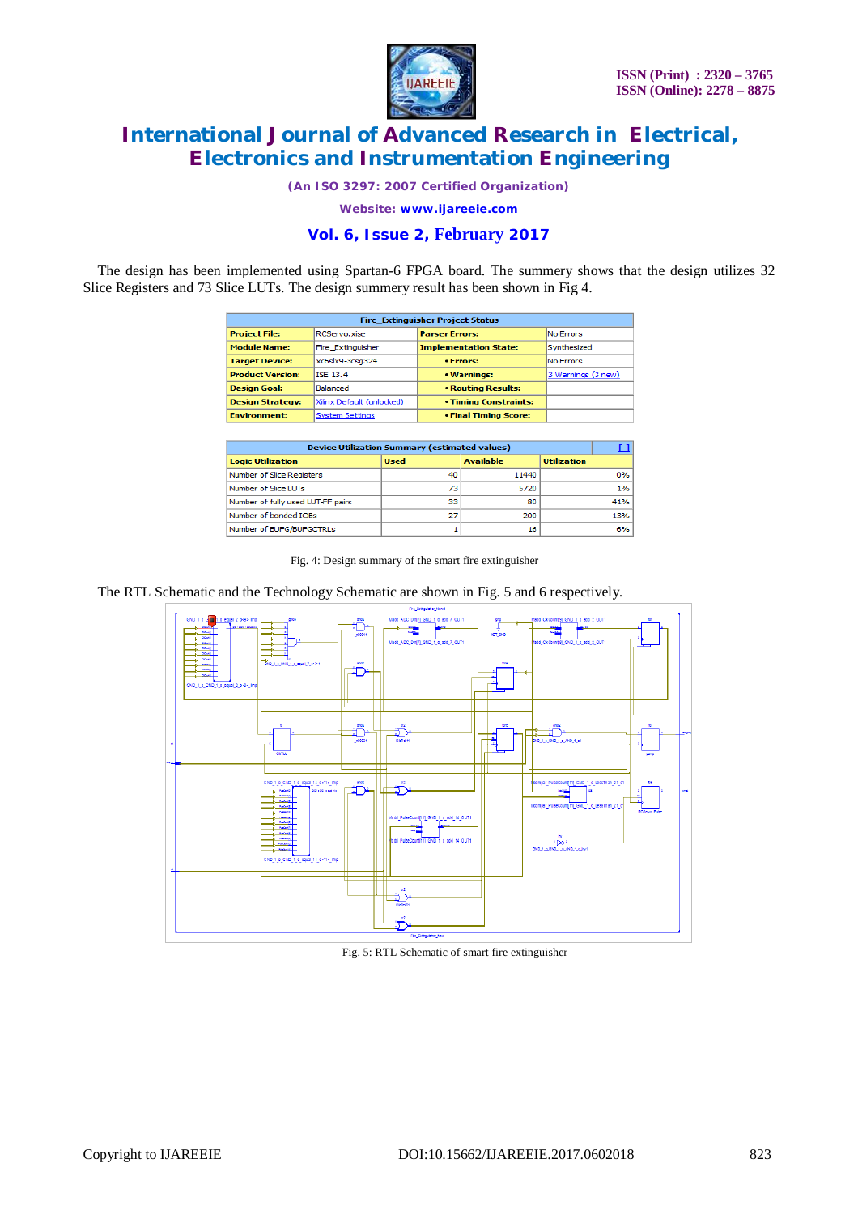The design has been implemented using Spartan-6 FPGA board. The summery shows that the design utilizes 32 Slice Registers and 73 Slice LUTs. The design summery result has been shown in Fig 4.

| Fire_Extinguisher Project Status | | | |
|---|---|---|---|
| **Project File:** | RCServo.xise | **Parser Errors:** | No Errors |
| **Module Name:** | Fire_Extinguisher | **Implementation State:** | Synthesized |
| **Target Device:** | xc6slx9-3csg324 | **• Errors:** | No Errors |
| **Product Version:** | ISE 13.4 | **• Warnings:** | 3 Warnings (3 new) |
| **Design Goal:** | Balanced | **• Routing Results:** | |
| **Design Strategy:** | Xilinx Default (unlocked) | **• Timing Constraints:** | |
| **Environment:** | System Settings | **• Final Timing Score:** | |

| Device Utilization Summary (estimated values) | | | |
|---|---|---|---|
| **Logic Utilization** | **Used** | **Available** | **Utilization** |
| Number of Slice Registers | 40 | 11440 | 0% |
| Number of Slice LUTs | 73 | 5720 | 1% |
| Number of fully used LUT-FF pairs | 33 | 80 | 41% |
| Number of bonded IOBs | 27 | 200 | 13% |
| Number of BUFG/BUFGCTRLs | 1 | 16 | 6% |

Fig. 4: Design summary of the smart fire extinguisher

The RTL Schematic and the Technology Schematic are shown in Fig. 5 and 6 respectively.

Fig. 5: RTL Schematic of smart fire extinguisher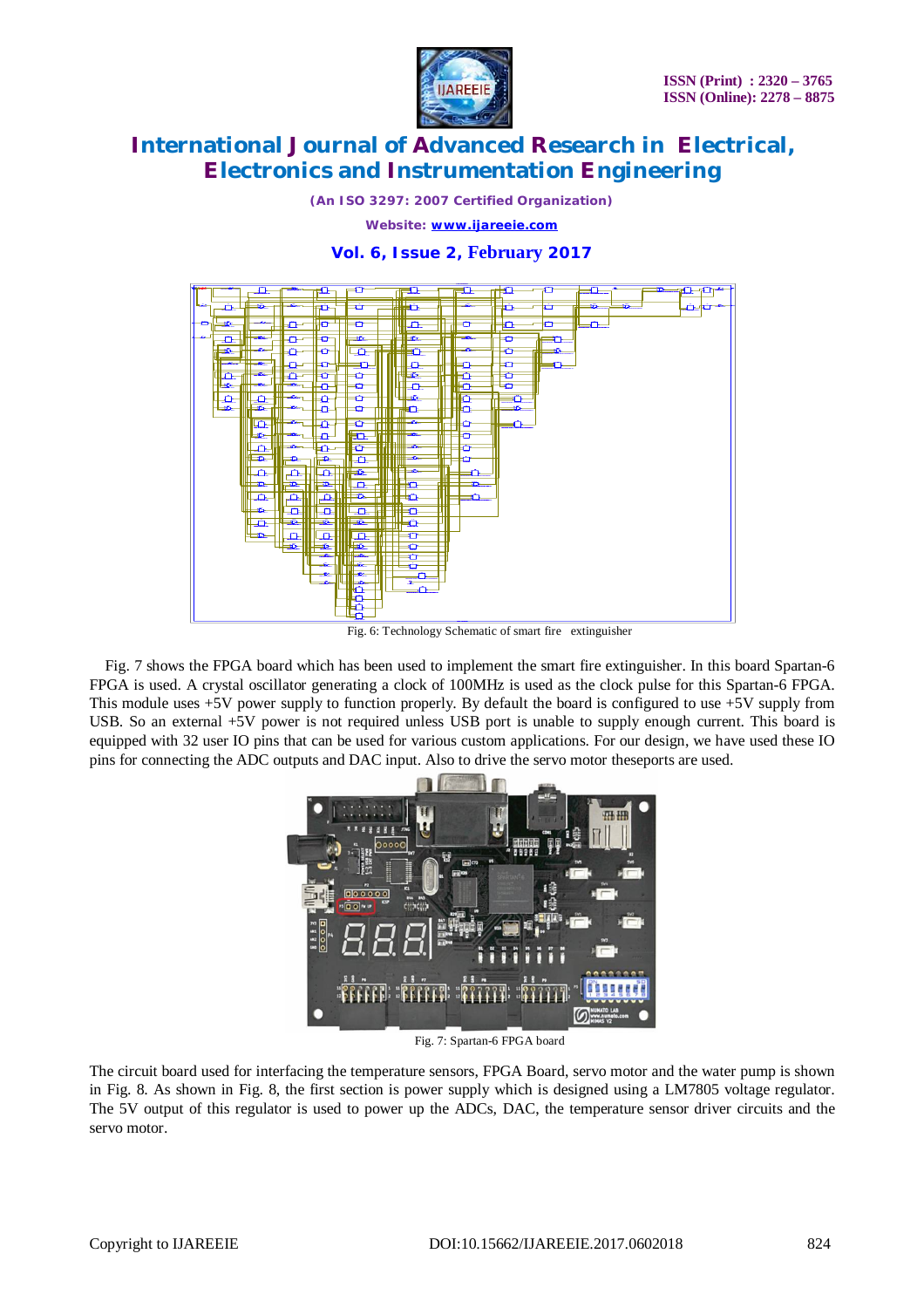Fig. 6: Technology Schematic of smart fire extinguisher

Fig. 7 shows the FPGA board which has been used to implement the smart fire extinguisher. In this board Spartan-6 FPGA is used. A crystal oscillator generating a clock of 100MHz is used as the clock pulse for this Spartan-6 FPGA. This module uses +5V power supply to function properly. By default the board is configured to use +5V supply from USB. So an external +5V power is not required unless USB port is unable to supply enough current. This board is equipped with 32 user IO pins that can be used for various custom applications. For our design, we have used these IO pins for connecting the ADC outputs and DAC input. Also to drive the servo motor theseports are used.

Fig. 7: Spartan-6 FPGA board

The circuit board used for interfacing the temperature sensors, FPGA Board, servo motor and the water pump is shown in Fig. 8. As shown in Fig. 8, the first section is power supply which is designed using a LM7805 voltage regulator. The 5V output of this regulator is used to power up the ADCs, DAC, the temperature sensor driver circuits and the servo motor.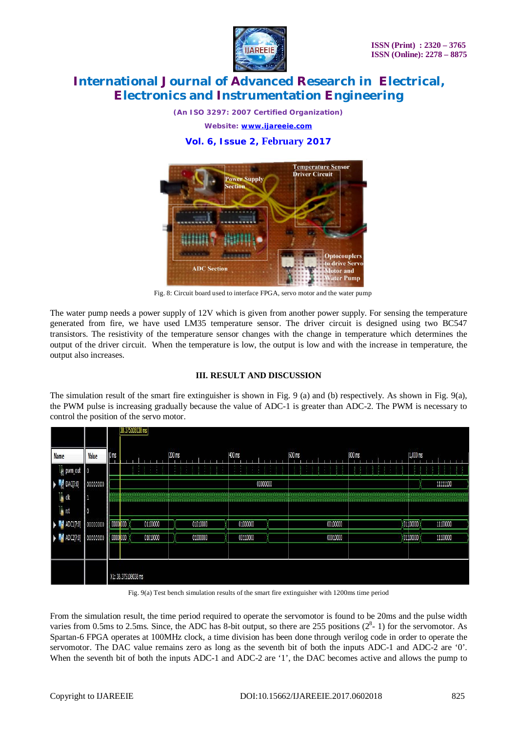Fig. 8: Circuit board used to interface FPGA, servo motor and the water pump

The water pump needs a power supply of 12V which is given from another power supply. For sensing the temperature generated from fire, we have used LM35 temperature sensor. The driver circuit is designed using two BC547 transistors. The resistivity of the temperature sensor changes with the change in temperature which determines the output of the driver circuit. When the temperature is low, the output is low and with the increase in temperature, the output also increases.

## III. RESULT AND DISCUSSION

The simulation result of the smart fire extinguisher is shown in Fig. 9 (a) and (b) respectively. As shown in Fig. 9(a), the PWM pulse is increasing gradually because the value of ADC-1 is greater than ADC-2. The PWM is necessary to control the position of the servo motor.

Fig. 9(a) Test bench simulation results of the smart fire extinguisher with 1200ms time period

From the simulation result, the time period required to operate the servomotor is found to be 20ms and the pulse width varies from 0.5ms to 2.5ms. Since, the ADC has 8-bit output, so there are 255 positions ($2^8$ - 1) for the servomotor. As Spartan-6 FPGA operates at 100MHz clock, a time division has been done through verilog code in order to operate the servomotor. The DAC value remains zero as long as the seventh bit of both the inputs ADC-1 and ADC-2 are '0'. When the seventh bit of both the inputs ADC-1 and ADC-2 are '1', the DAC becomes active and allows the pump to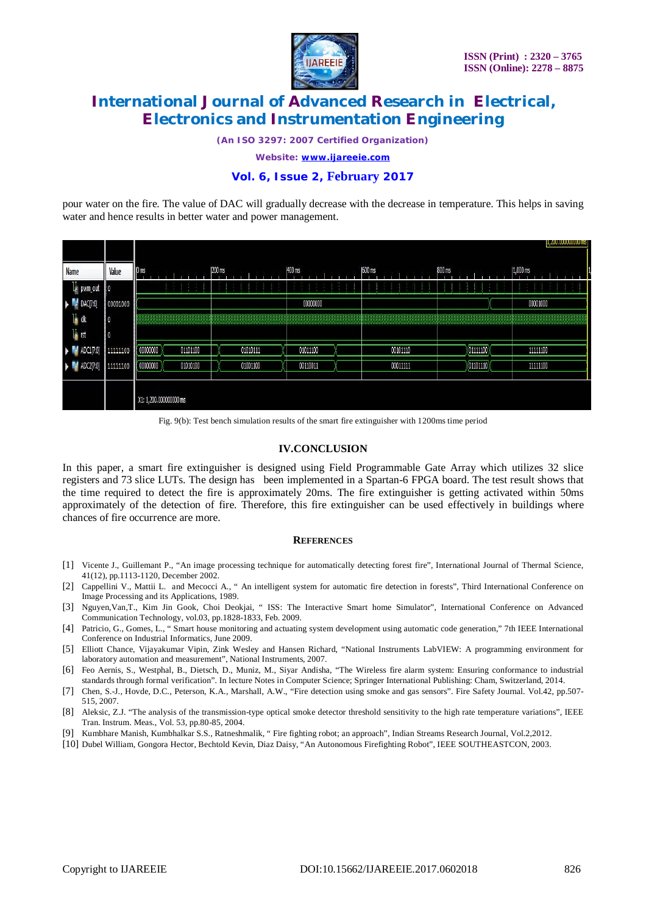pour water on the fire. The value of DAC will gradually decrease with the decrease in temperature. This helps in saving water and hence results in better water and power management.

Name
Value
pwm_out 0
DAC[7:0] 00001000
clk 0
rst 0
ADC1[7:0] 11111100
ADC2[7:0] 11111100
0 ms
200 ms
400 ms
600 ms
800 ms
1,000 ms
1,200.000000000 ms
00000000
00001000
00000000 01101100 01010111 01011100 00101110 01111100 11111100
00000000 01010100 01001100 00110011 00011111 01101110 11111100
X1: 1,200.000000000 ms

Fig. 9(b): Test bench simulation results of the smart fire extinguisher with 1200ms time period

## IV.CONCLUSION

In this paper, a smart fire extinguisher is designed using Field Programmable Gate Array which utilizes 32 slice registers and 73 slice LUTs. The design has been implemented in a Spartan-6 FPGA board. The test result shows that the time required to detect the fire is approximately 20ms. The fire extinguisher is getting activated within 50ms approximately of the detection of fire. Therefore, this fire extinguisher can be used effectively in buildings where chances of fire occurrence are more.

## REFERENCES

[1] Vicente J., Guillemant P., "An image processing technique for automatically detecting forest fire", International Journal of Thermal Science, 41(12), pp.1113-1120, December 2002.

[2] Cappellini V., Mattii L. and Mecocci A., " An intelligent system for automatic fire detection in forests", Third International Conference on Image Processing and its Applications, 1989.

[3] Nguyen,Van,T., Kim Jin Gook, Choi Deokjai, " ISS: The Interactive Smart home Simulator", International Conference on Advanced Communication Technology, vol.03, pp.1828-1833, Feb. 2009.

[4] Patricio, G., Gomes, L., " Smart house monitoring and actuating system development using automatic code generation," 7th IEEE International Conference on Industrial Informatics, June 2009.

[5] Elliott Chance, Vijayakumar Vipin, Zink Wesley and Hansen Richard, "National Instruments LabVIEW: A programming environment for laboratory automation and measurement", National Instruments, 2007.

[6] Feo Aernis, S., Westphal, B., Dietsch, D., Muniz, M., Siyar Andisha, "The Wireless fire alarm system: Ensuring conformance to industrial standards through formal verification". In lecture Notes in Computer Science; Springer International Publishing: Cham, Switzerland, 2014.

[7] Chen, S.-J., Hovde, D.C., Peterson, K.A., Marshall, A.W., "Fire detection using smoke and gas sensors". Fire Safety Journal. Vol.42, pp.507-515, 2007.

[8] Aleksic, Z.J. "The analysis of the transmission-type optical smoke detector threshold sensitivity to the high rate temperature variations", IEEE Tran. Instrum. Meas., Vol. 53, pp.80-85, 2004.

[9] Kumbhare Manish, Kumbhalkar S.S., Ratneshmalik, " Fire fighting robot; an approach", Indian Streams Research Journal, Vol.2,2012.

[10] Dubel William, Gongora Hector, Bechtold Kevin, Diaz Daisy, "An Autonomous Firefighting Robot", IEEE SOUTHEASTCON, 2003.